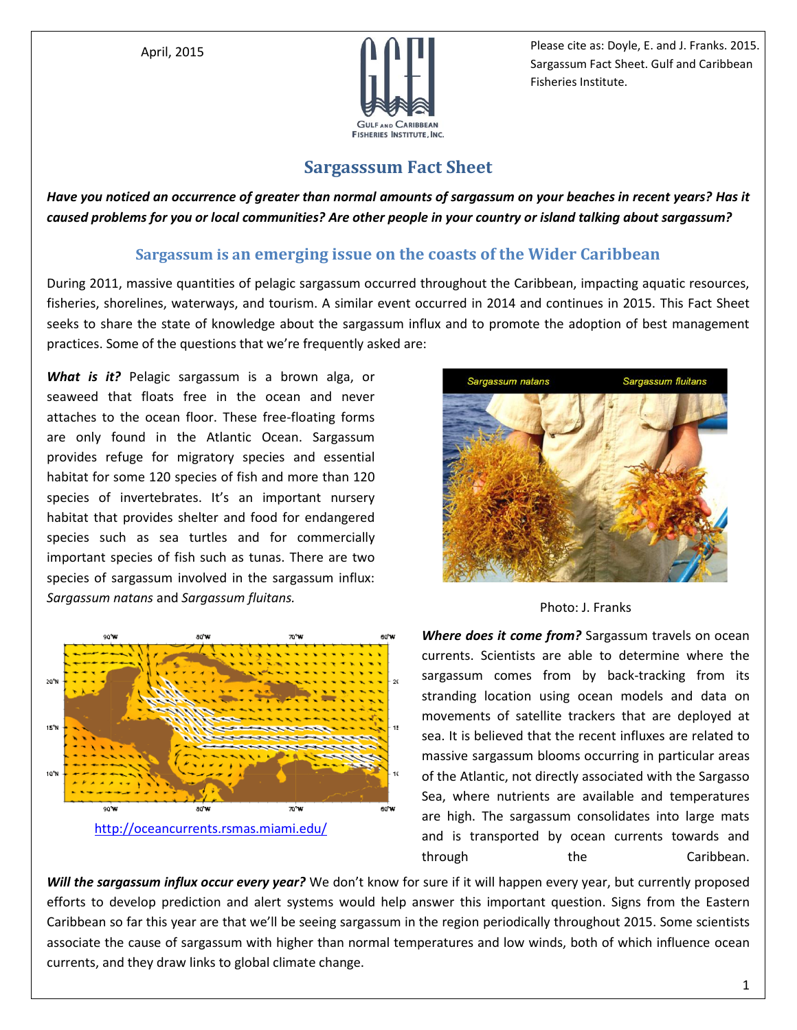April, 2015

Please cite as: Doyle, E. and J. Franks. 2015. Sargassum Fact Sheet. Gulf and Caribbean Fisheries Institute.

# Sargasssum Fact Sheet

***Have you noticed an occurrence of greater than normal amounts of sargassum on your beaches in recent years? Has it caused problems for you or local communities? Are other people in your country or island talking about sargassum?***

## Sargassum is an emerging issue on the coasts of the Wider Caribbean

During 2011, massive quantities of pelagic sargassum occurred throughout the Caribbean, impacting aquatic resources, fisheries, shorelines, waterways, and tourism. A similar event occurred in 2014 and continues in 2015. This Fact Sheet seeks to share the state of knowledge about the sargassum influx and to promote the adoption of best management practices. Some of the questions that we're frequently asked are:

***What is it?*** Pelagic sargassum is a brown alga, or seaweed that floats free in the ocean and never attaches to the ocean floor. These free-floating forms are only found in the Atlantic Ocean. Sargassum provides refuge for migratory species and essential habitat for some 120 species of fish and more than 120 species of invertebrates. It's an important nursery habitat that provides shelter and food for endangered species such as sea turtles and for commercially important species of fish such as tunas. There are two species of sargassum involved in the sargassum influx: *Sargassum natans* and *Sargassum fluitans.*

Photo: J. Franks

http://oceancurrents.rsmas.miami.edu/

***Where does it come from?*** Sargassum travels on ocean currents. Scientists are able to determine where the sargassum comes from by back-tracking from its stranding location using ocean models and data on movements of satellite trackers that are deployed at sea. It is believed that the recent influxes are related to massive sargassum blooms occurring in particular areas of the Atlantic, not directly associated with the Sargasso Sea, where nutrients are available and temperatures are high. The sargassum consolidates into large mats and is transported by ocean currents towards and through the Caribbean.

***Will the sargassum influx occur every year?*** We don't know for sure if it will happen every year, but currently proposed efforts to develop prediction and alert systems would help answer this important question. Signs from the Eastern Caribbean so far this year are that we'll be seeing sargassum in the region periodically throughout 2015. Some scientists associate the cause of sargassum with higher than normal temperatures and low winds, both of which influence ocean currents, and they draw links to global climate change.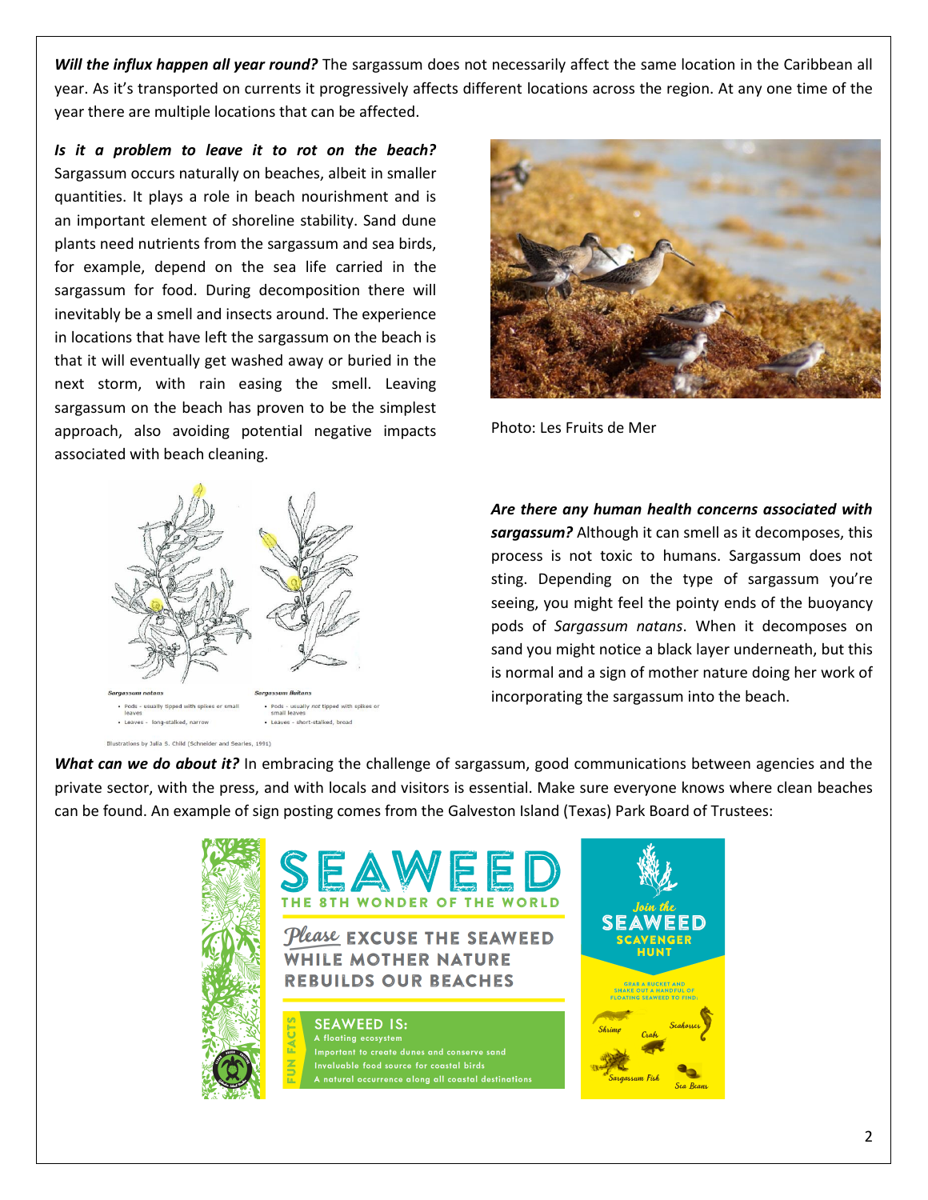***Will the influx happen all year round?*** The sargassum does not necessarily affect the same location in the Caribbean all year. As it's transported on currents it progressively affects different locations across the region. At any one time of the year there are multiple locations that can be affected.

***Is it a problem to leave it to rot on the beach?*** Sargassum occurs naturally on beaches, albeit in smaller quantities. It plays a role in beach nourishment and is an important element of shoreline stability. Sand dune plants need nutrients from the sargassum and sea birds, for example, depend on the sea life carried in the sargassum for food. During decomposition there will inevitably be a smell and insects around. The experience in locations that have left the sargassum on the beach is that it will eventually get washed away or buried in the next storm, with rain easing the smell. Leaving sargassum on the beach has proven to be the simplest approach, also avoiding potential negative impacts associated with beach cleaning.

Photo: Les Fruits de Mer

*Sargassum natans*
- Pods - usually tipped with spikes or small leaves
- Leaves - long-stalked, narrow

*Sargassum fluitans*
- Pods - usually not tipped with spikes or small leaves
- Leaves - short-stalked, broad

Illustrations by Julia S. Child (Schneider and Searles, 1991)

***Are there any human health concerns associated with sargassum?*** Although it can smell as it decomposes, this process is not toxic to humans. Sargassum does not sting. Depending on the type of sargassum you're seeing, you might feel the pointy ends of the buoyancy pods of *Sargassum natans*. When it decomposes on sand you might notice a black layer underneath, but this is normal and a sign of mother nature doing her work of incorporating the sargassum into the beach.

***What can we do about it?*** In embracing the challenge of sargassum, good communications between agencies and the private sector, with the press, and with locals and visitors is essential. Make sure everyone knows where clean beaches can be found. An example of sign posting comes from the Galveston Island (Texas) Park Board of Trustees: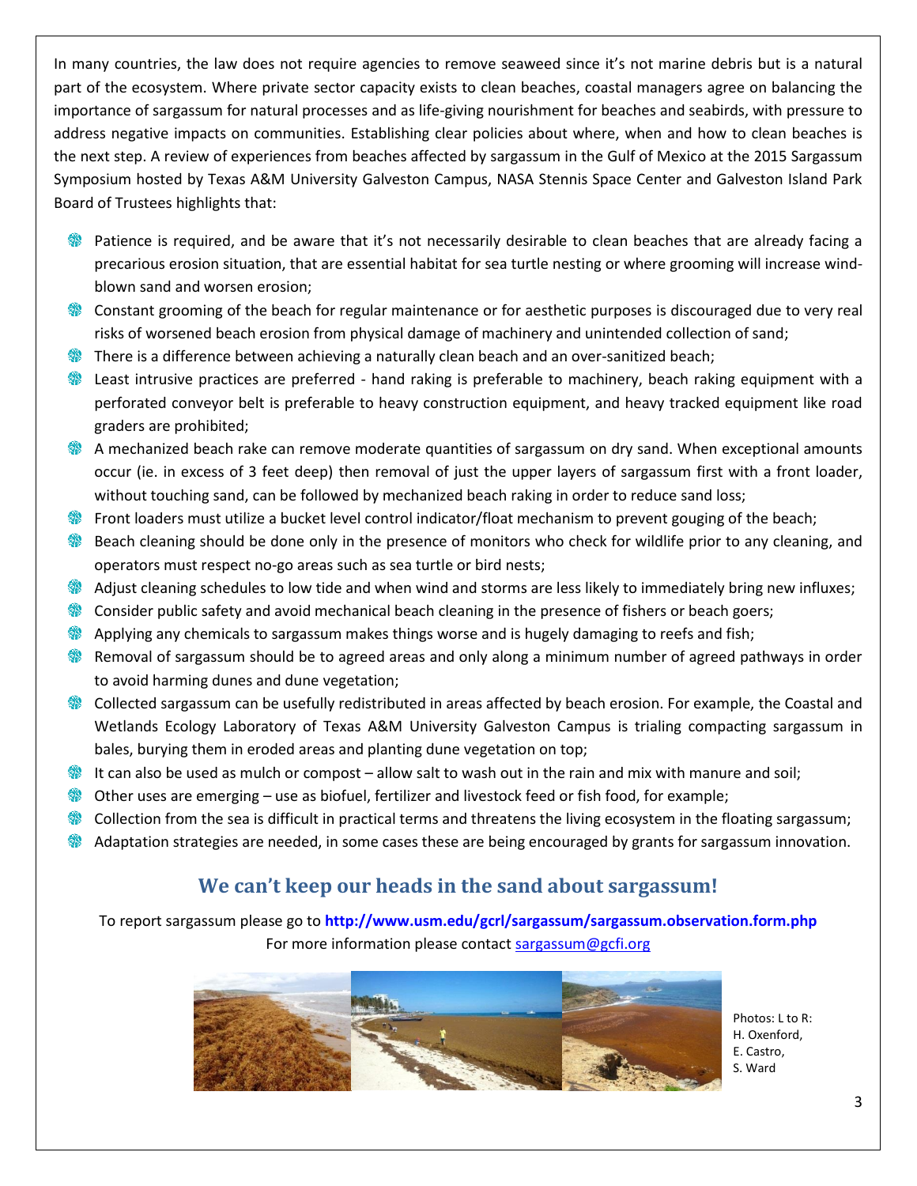In many countries, the law does not require agencies to remove seaweed since it's not marine debris but is a natural part of the ecosystem. Where private sector capacity exists to clean beaches, coastal managers agree on balancing the importance of sargassum for natural processes and as life-giving nourishment for beaches and seabirds, with pressure to address negative impacts on communities. Establishing clear policies about where, when and how to clean beaches is the next step. A review of experiences from beaches affected by sargassum in the Gulf of Mexico at the 2015 Sargassum Symposium hosted by Texas A&M University Galveston Campus, NASA Stennis Space Center and Galveston Island Park Board of Trustees highlights that:

- Patience is required, and be aware that it's not necessarily desirable to clean beaches that are already facing a precarious erosion situation, that are essential habitat for sea turtle nesting or where grooming will increase wind-blown sand and worsen erosion;
- Constant grooming of the beach for regular maintenance or for aesthetic purposes is discouraged due to very real risks of worsened beach erosion from physical damage of machinery and unintended collection of sand;
- There is a difference between achieving a naturally clean beach and an over-sanitized beach;
- Least intrusive practices are preferred - hand raking is preferable to machinery, beach raking equipment with a perforated conveyor belt is preferable to heavy construction equipment, and heavy tracked equipment like road graders are prohibited;
- A mechanized beach rake can remove moderate quantities of sargassum on dry sand. When exceptional amounts occur (ie. in excess of 3 feet deep) then removal of just the upper layers of sargassum first with a front loader, without touching sand, can be followed by mechanized beach raking in order to reduce sand loss;
- Front loaders must utilize a bucket level control indicator/float mechanism to prevent gouging of the beach;
- Beach cleaning should be done only in the presence of monitors who check for wildlife prior to any cleaning, and operators must respect no-go areas such as sea turtle or bird nests;
- Adjust cleaning schedules to low tide and when wind and storms are less likely to immediately bring new influxes;
- Consider public safety and avoid mechanical beach cleaning in the presence of fishers or beach goers;
- Applying any chemicals to sargassum makes things worse and is hugely damaging to reefs and fish;
- Removal of sargassum should be to agreed areas and only along a minimum number of agreed pathways in order to avoid harming dunes and dune vegetation;
- Collected sargassum can be usefully redistributed in areas affected by beach erosion. For example, the Coastal and Wetlands Ecology Laboratory of Texas A&M University Galveston Campus is trialing compacting sargassum in bales, burying them in eroded areas and planting dune vegetation on top;
- It can also be used as mulch or compost – allow salt to wash out in the rain and mix with manure and soil;
- Other uses are emerging – use as biofuel, fertilizer and livestock feed or fish food, for example;
- Collection from the sea is difficult in practical terms and threatens the living ecosystem in the floating sargassum;
- Adaptation strategies are needed, in some cases these are being encouraged by grants for sargassum innovation.

## We can't keep our heads in the sand about sargassum!

To report sargassum please go to **http://www.usm.edu/gcrl/sargassum/sargassum.observation.form.php**
For more information please contact sargassum@gcfi.org

Photos: L to R: H. Oxenford, E. Castro, S. Ward